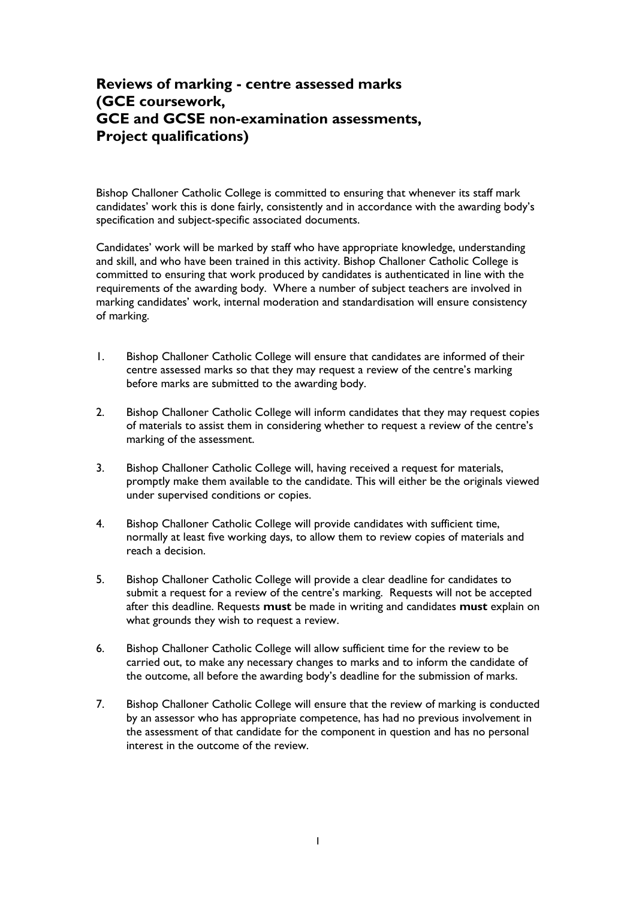# Reviews of marking - centre assessed marks (GCE coursework, GCE and GCSE non-examination assessments, Project qualifications)

Bishop Challoner Catholic College is committed to ensuring that whenever its staff mark candidates' work this is done fairly, consistently and in accordance with the awarding body's specification and subject-specific associated documents.

Candidates' work will be marked by staff who have appropriate knowledge, understanding and skill, and who have been trained in this activity. Bishop Challoner Catholic College is committed to ensuring that work produced by candidates is authenticated in line with the requirements of the awarding body. Where a number of subject teachers are involved in marking candidates' work, internal moderation and standardisation will ensure consistency of marking.

1. Bishop Challoner Catholic College will ensure that candidates are informed of their centre assessed marks so that they may request a review of the centre's marking before marks are submitted to the awarding body.

2. Bishop Challoner Catholic College will inform candidates that they may request copies of materials to assist them in considering whether to request a review of the centre's marking of the assessment.

3. Bishop Challoner Catholic College will, having received a request for materials, promptly make them available to the candidate. This will either be the originals viewed under supervised conditions or copies.

4. Bishop Challoner Catholic College will provide candidates with sufficient time, normally at least five working days, to allow them to review copies of materials and reach a decision.

5. Bishop Challoner Catholic College will provide a clear deadline for candidates to submit a request for a review of the centre's marking. Requests will not be accepted after this deadline. Requests **must** be made in writing and candidates **must** explain on what grounds they wish to request a review.

6. Bishop Challoner Catholic College will allow sufficient time for the review to be carried out, to make any necessary changes to marks and to inform the candidate of the outcome, all before the awarding body's deadline for the submission of marks.

7. Bishop Challoner Catholic College will ensure that the review of marking is conducted by an assessor who has appropriate competence, has had no previous involvement in the assessment of that candidate for the component in question and has no personal interest in the outcome of the review.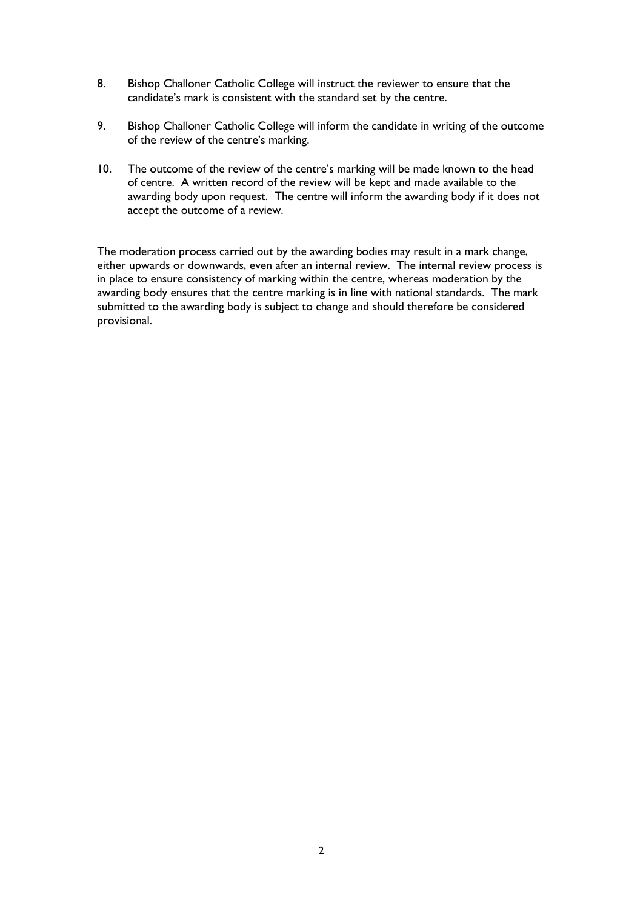8. Bishop Challoner Catholic College will instruct the reviewer to ensure that the candidate's mark is consistent with the standard set by the centre.

9. Bishop Challoner Catholic College will inform the candidate in writing of the outcome of the review of the centre's marking.

10. The outcome of the review of the centre's marking will be made known to the head of centre. A written record of the review will be kept and made available to the awarding body upon request. The centre will inform the awarding body if it does not accept the outcome of a review.

The moderation process carried out by the awarding bodies may result in a mark change, either upwards or downwards, even after an internal review. The internal review process is in place to ensure consistency of marking within the centre, whereas moderation by the awarding body ensures that the centre marking is in line with national standards. The mark submitted to the awarding body is subject to change and should therefore be considered provisional.